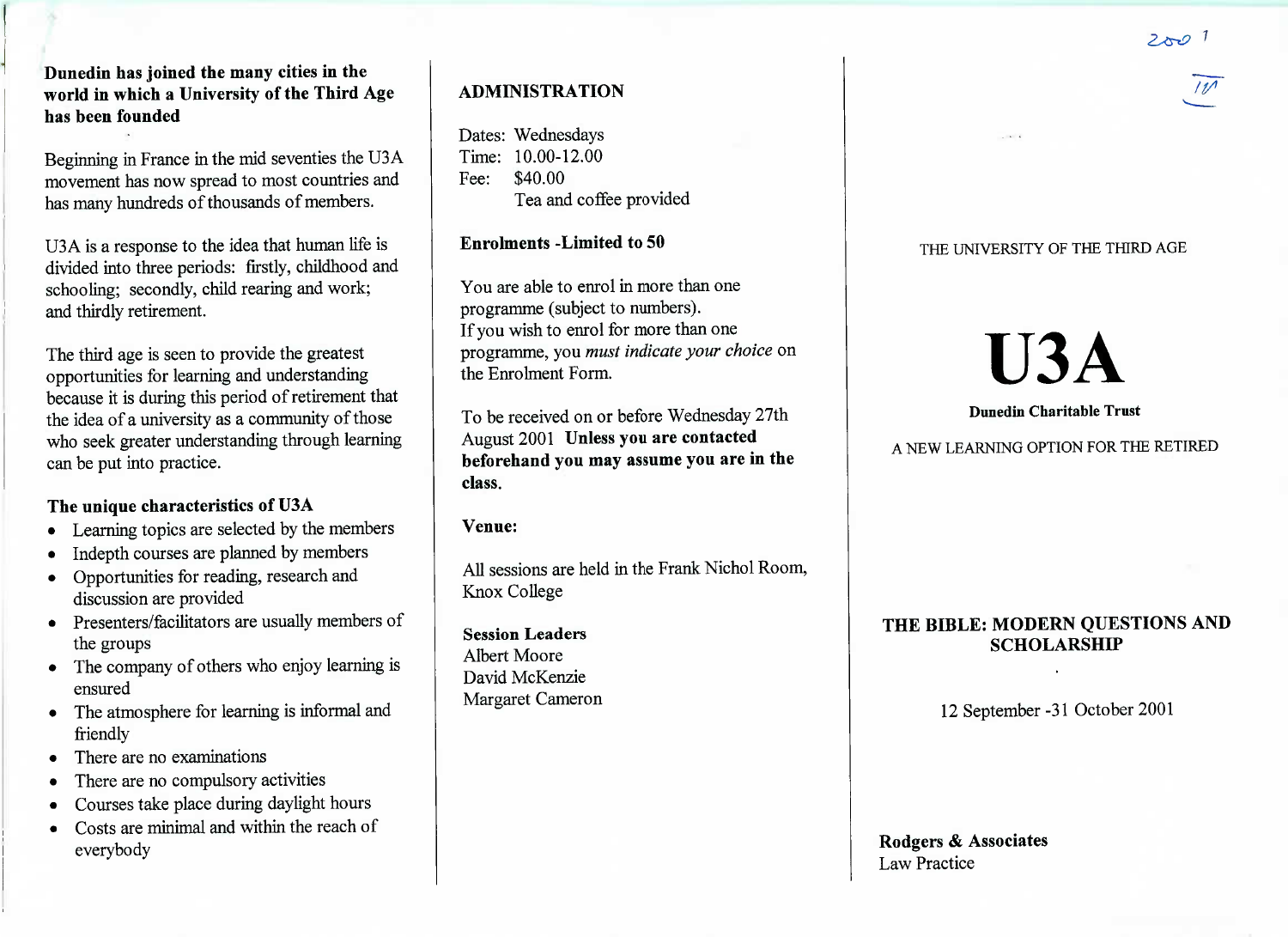## Dunedin has joined the many cities in the world in which a University of the Third Age has been founded

Beginning in France in the mid seventies the U3A movement has now spread to most countries and has many hundreds of thousands of members.

U3A is a response to the idea that human life is divided into three periods: firstly, childhood and schooling; secondly, child rearing and work; and thirdly retirement.

The third age is seen to provide the greatest opportunities for learning and understanding because it is during this period of retirement that the idea of a university as a community of those who seek greater understanding through learning can be put into practice.

### The unique characteristics of U3A

- Learning topics are selected by the members
- Indepth courses are planned by members
- Opportunities for reading, research and discussion are provided
- Presenters/facilitators are usually members of the groups
- The company of others who enjoy learning is ensured
- The atmosphere for learning is informal and friendly
- There are no examinations
- There are no compulsory activities
- Courses take place during daylight hours
- Costs are minimal and within the reach of everybody

## ADMINISTRATION

Dates: Wednesdays
Time: 10.00-12.00
Fee: $40.00
Tea and coffee provided

**Enrolments -Limited to 50**

You are able to enrol in more than one programme (subject to numbers).
If you wish to enrol for more than one programme, you *must indicate your choice* on the Enrolment Form.

To be received on or before Wednesday 27th August 2001 **Unless you are contacted beforehand you may assume you are in the class.**

**Venue:**

All sessions are held in the Frank Nichol Room, Knox College

**Session Leaders**
Albert Moore
David McKenzie
Margaret Cameron

THE UNIVERSITY OF THE THIRD AGE

# U3A

**Dunedin Charitable Trust**

A NEW LEARNING OPTION FOR THE RETIRED

## THE BIBLE: MODERN QUESTIONS AND SCHOLARSHIP

12 September -31 October 2001

**Rodgers & Associates**
Law Practice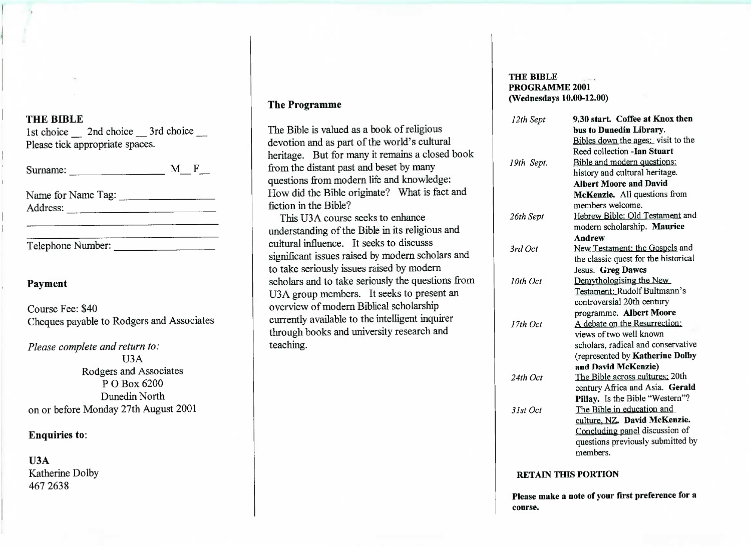## THE BIBLE

1st choice __ 2nd choice __ 3rd choice __
Please tick appropriate spaces.

Surname: ________________ M__ F__

Name for Name Tag: ________________

Address: ________________________

________________________________

________________________________

Telephone Number: ________________

### Payment

Course Fee: $40
Cheques payable to Rodgers and Associates

*Please complete and return to:*

U3A
Rodgers and Associates
P O Box 6200
Dunedin North

on or before Monday 27th August 2001

**Enquiries to**:

**U3A**
Katherine Dolby
467 2638

### The Programme

The Bible is valued as a book of religious devotion and as part of the world's cultural heritage. But for many it remains a closed book from the distant past and beset by many questions from modern life and knowledge: How did the Bible originate? What is fact and fiction in the Bible?

This U3A course seeks to enhance understanding of the Bible in its religious and cultural influence. It seeks to discusss significant issues raised by modern scholars and to take seriously issues raised by modern scholars and to take seriously the questions from U3A group members. It seeks to present an overview of modern Biblical scholarship currently available to the intelligent inquirer through books and university research and teaching.

### THE BIBLE PROGRAMME 2001 (Wednesdays 10.00-12.00)

| | |
|---|---|
| *12th Sept* | **9.30 start. Coffee at Knox then bus to Dunedin Library.** Bibles down the ages: visit to the Reed collection -**Ian Stuart** |
| *19th Sept.* | Bible and modern questions: history and cultural heritage. **Albert Moore and David McKenzie.** All questions from members welcome. |
| *26th Sept* | Hebrew Bible: Old Testament and modern scholarship. **Maurice Andrew** |
| *3rd Oct* | New Testament: the Gospels and the classic quest for the historical Jesus. **Greg Dawes** |
| *10th Oct* | Demythologising the New Testament: Rudolf Bultmann's controversial 20th century programme. **Albert Moore** |
| *17th Oct* | A debate on the Resurrection: views of two well known scholars, radical and conservative (represented by **Katherine Dolby and David McKenzie)** |
| *24th Oct* | The Bible across cultures: 20th century Africa and Asia. **Gerald Pillay.** Is the Bible "Western"? |
| *31st Oct* | The Bible in education and culture, NZ. **David McKenzie.** Concluding panel discussion of questions previously submitted by members. |

**RETAIN THIS PORTION**

**Please make a note of your first preference for a course.**